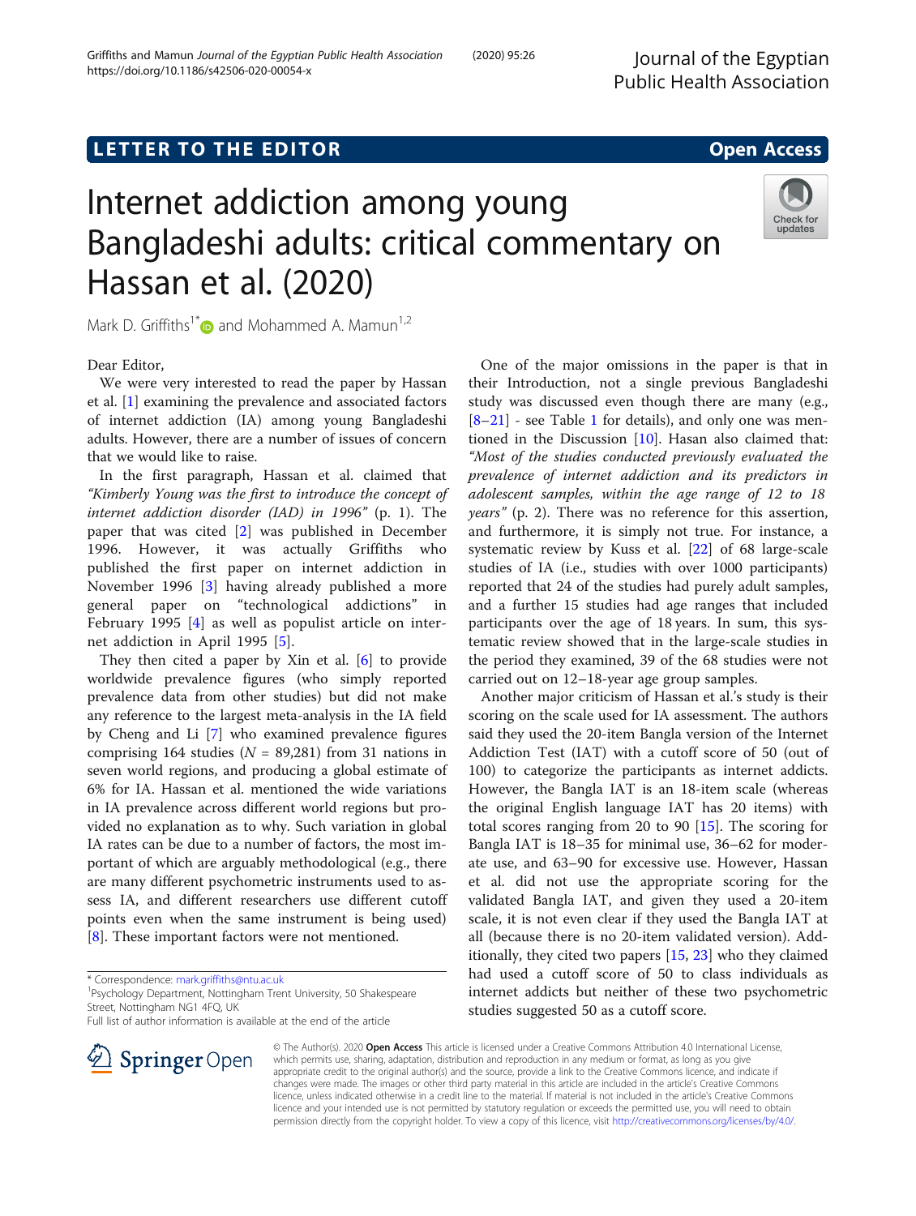LETTER TO THE EDITOR

Open Access

# Internet addiction among young Bangladeshi adults: critical commentary on Hassan et al. (2020)

Mark D. Griffiths[1*] and Mohammed A. Mamun[1,2]

Dear Editor,

We were very interested to read the paper by Hassan et al. [1] examining the prevalence and associated factors of internet addiction (IA) among young Bangladeshi adults. However, there are a number of issues of concern that we would like to raise.

In the first paragraph, Hassan et al. claimed that *"Kimberly Young was the first to introduce the concept of internet addiction disorder (IAD) in 1996"* (p. 1). The paper that was cited [2] was published in December 1996. However, it was actually Griffiths who published the first paper on internet addiction in November 1996 [3] having already published a more general paper on "technological addictions" in February 1995 [4] as well as populist article on internet addiction in April 1995 [5].

They then cited a paper by Xin et al. [6] to provide worldwide prevalence figures (who simply reported prevalence data from other studies) but did not make any reference to the largest meta-analysis in the IA field by Cheng and Li [7] who examined prevalence figures comprising 164 studies ($N$ = 89,281) from 31 nations in seven world regions, and producing a global estimate of 6% for IA. Hassan et al. mentioned the wide variations in IA prevalence across different world regions but provided no explanation as to why. Such variation in global IA rates can be due to a number of factors, the most important of which are arguably methodological (e.g., there are many different psychometric instruments used to assess IA, and different researchers use different cutoff points even when the same instrument is being used) [8]. These important factors were not mentioned.

One of the major omissions in the paper is that in their Introduction, not a single previous Bangladeshi study was discussed even though there are many (e.g., [8–21] - see Table 1 for details), and only one was mentioned in the Discussion [10]. Hasan also claimed that: *"Most of the studies conducted previously evaluated the prevalence of internet addiction and its predictors in adolescent samples, within the age range of 12 to 18 years"* (p. 2). There was no reference for this assertion, and furthermore, it is simply not true. For instance, a systematic review by Kuss et al. [22] of 68 large-scale studies of IA (i.e., studies with over 1000 participants) reported that 24 of the studies had purely adult samples, and a further 15 studies had age ranges that included participants over the age of 18 years. In sum, this systematic review showed that in the large-scale studies in the period they examined, 39 of the 68 studies were not carried out on 12–18-year age group samples.

Another major criticism of Hassan et al.'s study is their scoring on the scale used for IA assessment. The authors said they used the 20-item Bangla version of the Internet Addiction Test (IAT) with a cutoff score of 50 (out of 100) to categorize the participants as internet addicts. However, the Bangla IAT is an 18-item scale (whereas the original English language IAT has 20 items) with total scores ranging from 20 to 90 [15]. The scoring for Bangla IAT is 18–35 for minimal use, 36–62 for moderate use, and 63–90 for excessive use. However, Hassan et al. did not use the appropriate scoring for the validated Bangla IAT, and given they used a 20-item scale, it is not even clear if they used the Bangla IAT at all (because there is no 20-item validated version). Additionally, they cited two papers [15, 23] who they claimed had used a cutoff score of 50 to class individuals as internet addicts but neither of these two psychometric studies suggested 50 as a cutoff score.

\* Correspondence: mark.griffiths@ntu.ac.uk
[1]Psychology Department, Nottingham Trent University, 50 Shakespeare Street, Nottingham NG1 4FQ, UK
Full list of author information is available at the end of the article

© The Author(s). 2020 **Open Access** This article is licensed under a Creative Commons Attribution 4.0 International License, which permits use, sharing, adaptation, distribution and reproduction in any medium or format, as long as you give appropriate credit to the original author(s) and the source, provide a link to the Creative Commons licence, and indicate if changes were made. The images or other third party material in this article are included in the article's Creative Commons licence, unless indicated otherwise in a credit line to the material. If material is not included in the article's Creative Commons licence and your intended use is not permitted by statutory regulation or exceeds the permitted use, you will need to obtain permission directly from the copyright holder. To view a copy of this licence, visit http://creativecommons.org/licenses/by/4.0/.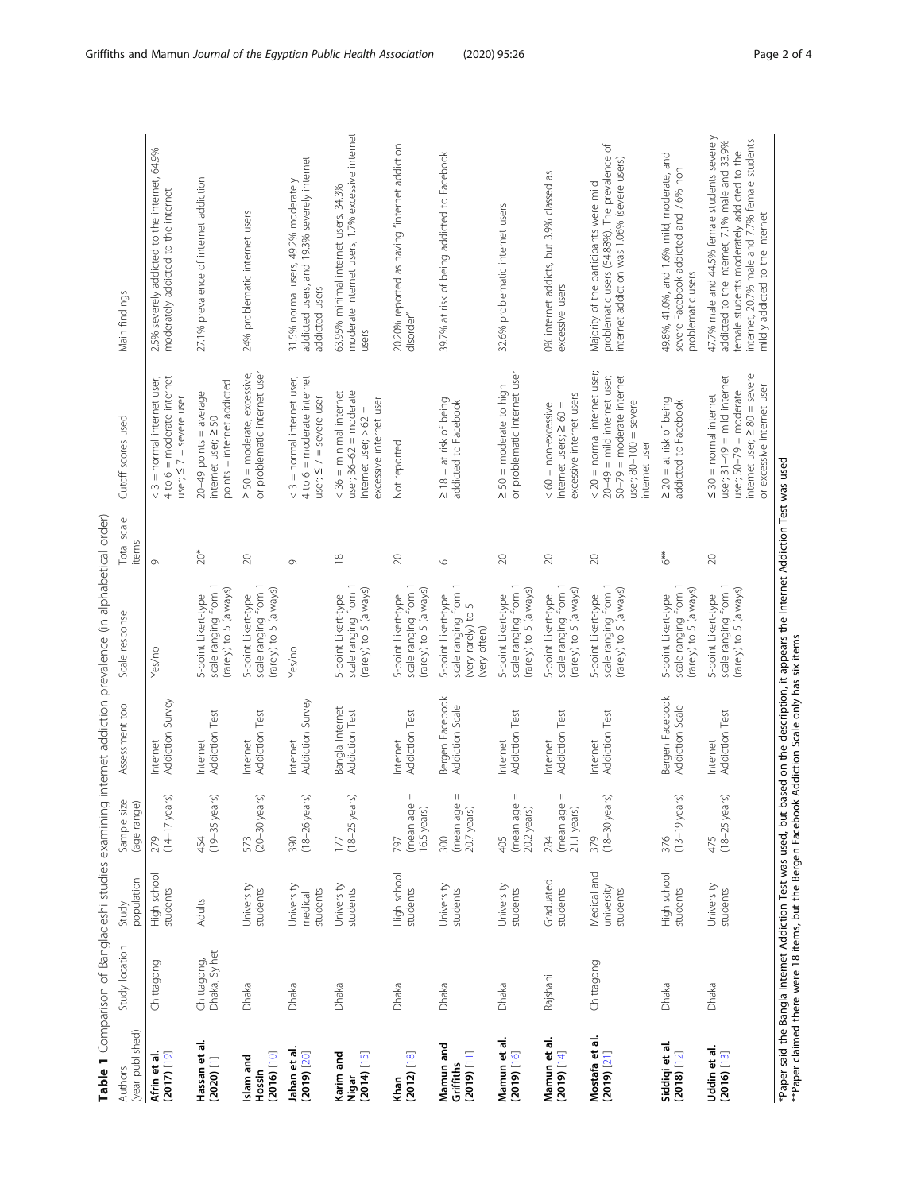**Table 1** Comparison of Bangladeshi studies examining internet addiction prevalence (in alphabetical order)

| Authors (year published) | Study location | Study population | Sample size (age range) | Assessment tool | Scale response | Total scale items | Cutoff scores used | Main findings |
|---|---|---|---|---|---|---|---|---|
| **Afrin et al. (2017)** [19] | Chittagong | High school students | 279 (14–17 years) | Internet Addiction Survey | Yes/no | 9 | < 3 = normal internet user; 4 to 6 = moderate internet user; ≤ 7 = severe user | 2.5% severely addicted to the internet, 64.9% moderately addicted to the internet |
| **Hassan et al. (2020)** [1] | Chittagong, Dhaka, Sylhet | Adults | 454 (19–35 years) | Internet Addiction Test | 5-point Likert-type scale ranging from 1 (rarely) to 5 (always) | 20* | 20–49 points = average internet user; ≥ 50 points = internet addicted | 27.1% prevalence of internet addiction |
| **Islam and Hossin (2016)** [10] | Dhaka | University students | 573 (20–30 years) | Internet Addiction Test | 5-point Likert-type scale ranging from 1 (rarely) to 5 (always) | 20 | ≥ 50 = moderate, excessive, or problematic internet user | 24% problematic internet users |
| **Jahan et al. (2019)** [20] | Dhaka | University medical students | 390 (18–26 years) | Internet Addiction Survey | Yes/no | 9 | < 3 = normal internet user; 4 to 6 = moderate internet user; ≤ 7 = severe user | 31.5% normal users, 49.2% moderately addicted users, and 19.3% severely internet addicted users |
| **Karim and Nigar (2014)** [15] | Dhaka | University students | 177 (18–25 years) | Bangla Internet Addiction Test | 5-point Likert-type scale ranging from 1 (rarely) to 5 (always) | 18 | < 36 = minimal internet user; 36–62 = moderate internet user; > 62 = excessive internet user | 63.95% minimal internet users, 34.3% moderate internet users, 1.7% excessive internet users |
| **Khan (2012)** [18] | Dhaka | High school students | 797 (mean age = 16.5 years) | Internet Addiction Test | 5-point Likert-type scale ranging from 1 (rarely) to 5 (always) | 20 | Not reported | 20.20% reported as having "internet addiction disorder" |
| **Mamun and Griffiths (2019)** [11] | Dhaka | University students | 300 (mean age = 20.7 years) | Bergen Facebook Addiction Scale | 5-point Likert-type scale ranging from 1 (very rarely) to 5 (very often) | 6 | ≥ 18 = at risk of being addicted to Facebook | 39.7% at risk of being addicted to Facebook |
| **Mamun et al. (2019)** [16] | Dhaka | University students | 405 (mean age = 20.2 years) | Internet Addiction Test | 5-point Likert-type scale ranging from 1 (rarely) to 5 (always) | 20 | ≥ 50 = moderate to high or problematic internet user | 32.6% problematic internet users |
| **Mamun et al. (2019)** [14] | Rajshahi | Graduated students | 284 (mean age = 21.1 years) | Internet Addiction Test | 5-point Likert-type scale ranging from 1 (rarely) to 5 (always) | 20 | < 60 = non-excessive internet users; ≥ 60 = excessive internet users | 0% internet addicts, but 3.9% classed as excessive users |
| **Mostafa et al. (2019)** [21] | Chittagong | Medical and university students | 379 (18–30 years) | Internet Addiction Test | 5-point Likert-type scale ranging from 1 (rarely) to 5 (always) | 20 | < 20 = normal internet user; 20–49 = mild internet user; 50–79 = moderate internet user; 80–100 = severe internet user | Majority of the participants were mild problematic users (54.88%). The prevalence of internet addiction was 1.06% (severe users) |
| **Siddiqi et al. (2018)** [12] | Dhaka | High school students | 376 (13–19 years) | Bergen Facebook Addiction Scale | 5-point Likert-type scale ranging from 1 (rarely) to 5 (always) | 6** | ≥ 20 = at risk of being addicted to Facebook | 49.8%, 41.0%, and 1.6% mild, moderate, and severe Facebook addicted and 7.6% non-problematic users |
| **Uddin et al. (2016)** [13] | Dhaka | University students | 475 (18–25 years) | Internet Addiction Test | 5-point Likert-type scale ranging from 1 (rarely) to 5 (always) | 20 | ≤ 30 = normal internet user; 31–49 = mild internet user; 50–79 = moderate internet user; ≥ 80 = severe or excessive internet user | 47.7% male and 44.5% female students severely addicted to the internet, 7.1% male and 33.9% female students moderately addicted to the internet, 20.7% male and 7.7% female students mildly addicted to the internet |

*Paper said the Bangla Internet Addiction Test was used, but based on the description, it appears the Internet Addiction Test was used
**Paper claimed there were 18 items, but the Bergen Facebook Addiction Scale only has six items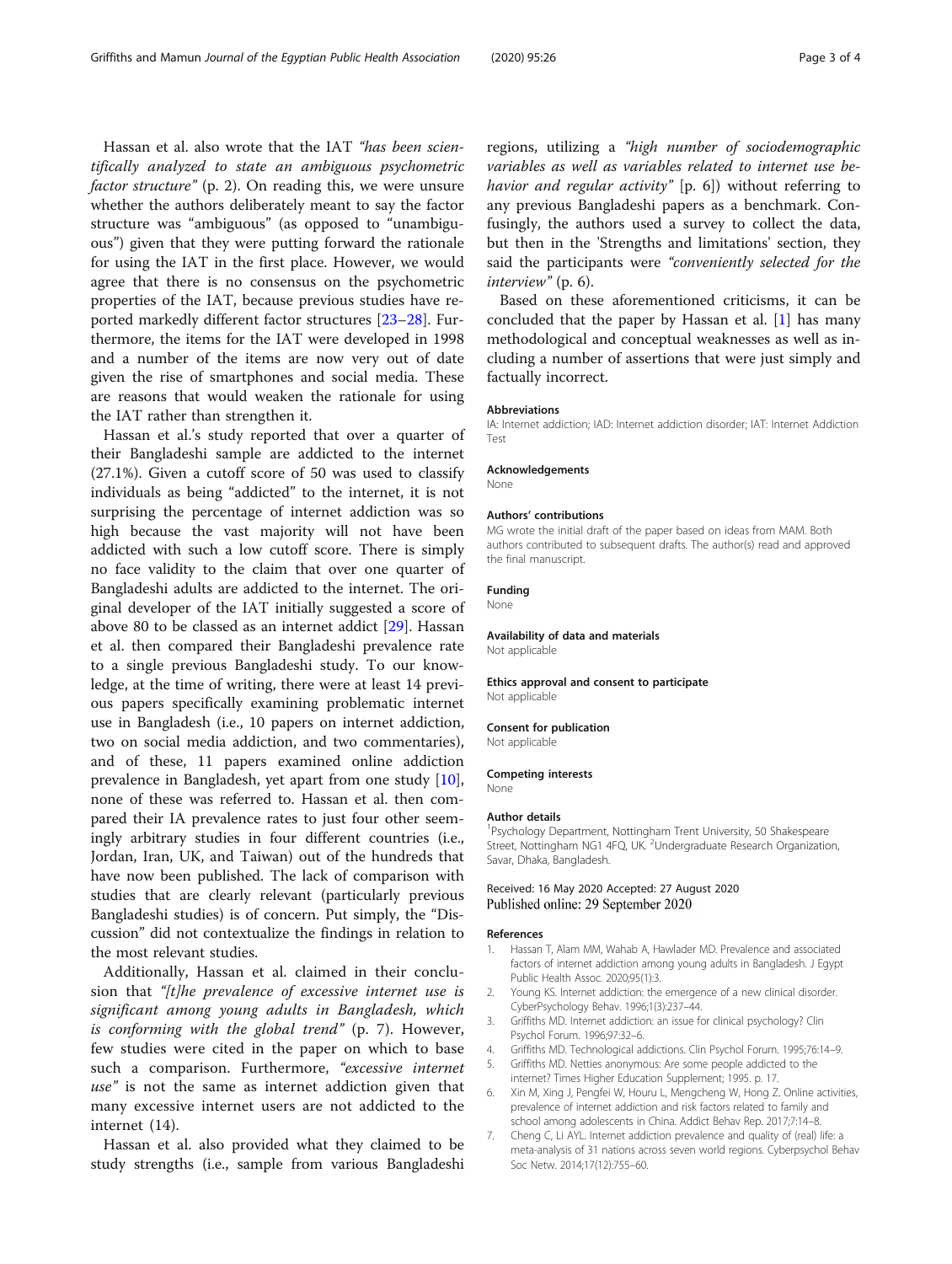Hassan et al. also wrote that the IAT *"has been scientifically analyzed to state an ambiguous psychometric factor structure"* (p. 2). On reading this, we were unsure whether the authors deliberately meant to say the factor structure was "ambiguous" (as opposed to "unambiguous") given that they were putting forward the rationale for using the IAT in the first place. However, we would agree that there is no consensus on the psychometric properties of the IAT, because previous studies have reported markedly different factor structures [23–28]. Furthermore, the items for the IAT were developed in 1998 and a number of the items are now very out of date given the rise of smartphones and social media. These are reasons that would weaken the rationale for using the IAT rather than strengthen it.

Hassan et al.'s study reported that over a quarter of their Bangladeshi sample are addicted to the internet (27.1%). Given a cutoff score of 50 was used to classify individuals as being "addicted" to the internet, it is not surprising the percentage of internet addiction was so high because the vast majority will not have been addicted with such a low cutoff score. There is simply no face validity to the claim that over one quarter of Bangladeshi adults are addicted to the internet. The original developer of the IAT initially suggested a score of above 80 to be classed as an internet addict [29]. Hassan et al. then compared their Bangladeshi prevalence rate to a single previous Bangladeshi study. To our knowledge, at the time of writing, there were at least 14 previous papers specifically examining problematic internet use in Bangladesh (i.e., 10 papers on internet addiction, two on social media addiction, and two commentaries), and of these, 11 papers examined online addiction prevalence in Bangladesh, yet apart from one study [10], none of these was referred to. Hassan et al. then compared their IA prevalence rates to just four other seemingly arbitrary studies in four different countries (i.e., Jordan, Iran, UK, and Taiwan) out of the hundreds that have now been published. The lack of comparison with studies that are clearly relevant (particularly previous Bangladeshi studies) is of concern. Put simply, the "Discussion" did not contextualize the findings in relation to the most relevant studies.

Additionally, Hassan et al. claimed in their conclusion that *"[t]he prevalence of excessive internet use is significant among young adults in Bangladesh, which is conforming with the global trend"* (p. 7). However, few studies were cited in the paper on which to base such a comparison. Furthermore, *"excessive internet use"* is not the same as internet addiction given that many excessive internet users are not addicted to the internet (14).

Hassan et al. also provided what they claimed to be study strengths (i.e., sample from various Bangladeshi regions, utilizing a *"high number of sociodemographic variables as well as variables related to internet use behavior and regular activity"* [p. 6]) without referring to any previous Bangladeshi papers as a benchmark. Confusingly, the authors used a survey to collect the data, but then in the 'Strengths and limitations' section, they said the participants were *"conveniently selected for the interview"* (p. 6).

Based on these aforementioned criticisms, it can be concluded that the paper by Hassan et al. [1] has many methodological and conceptual weaknesses as well as including a number of assertions that were just simply and factually incorrect.

#### Abbreviations

IA: Internet addiction; IAD: Internet addiction disorder; IAT: Internet Addiction Test

#### Acknowledgements

None

#### Authors' contributions

MG wrote the initial draft of the paper based on ideas from MAM. Both authors contributed to subsequent drafts. The author(s) read and approved the final manuscript.

#### Funding

None

#### Availability of data and materials

Not applicable

#### Ethics approval and consent to participate

Not applicable

#### Consent for publication

Not applicable

#### Competing interests

None

#### Author details

[1]Psychology Department, Nottingham Trent University, 50 Shakespeare Street, Nottingham NG1 4FQ, UK. [2]Undergraduate Research Organization, Savar, Dhaka, Bangladesh.

Received: 16 May 2020 Accepted: 27 August 2020
Published online: 29 September 2020

#### References

1. Hassan T, Alam MM, Wahab A, Hawlader MD. Prevalence and associated factors of internet addiction among young adults in Bangladesh. J Egypt Public Health Assoc. 2020;95(1):3.
2. Young KS. Internet addiction: the emergence of a new clinical disorder. CyberPsychology Behav. 1996;1(3):237–44.
3. Griffiths MD. Internet addiction: an issue for clinical psychology? Clin Psychol Forum. 1996;97:32–6.
4. Griffiths MD. Technological addictions. Clin Psychol Forum. 1995;76:14–9.
5. Griffiths MD. Netties anonymous: Are some people addicted to the internet? Times Higher Education Supplement; 1995. p. 17.
6. Xin M, Xing J, Pengfei W, Houru L, Mengcheng W, Hong Z. Online activities, prevalence of internet addiction and risk factors related to family and school among adolescents in China. Addict Behav Rep. 2017;7:14–8.
7. Cheng C, Li AYL. Internet addiction prevalence and quality of (real) life: a meta-analysis of 31 nations across seven world regions. Cyberpsychol Behav Soc Netw. 2014;17(12):755–60.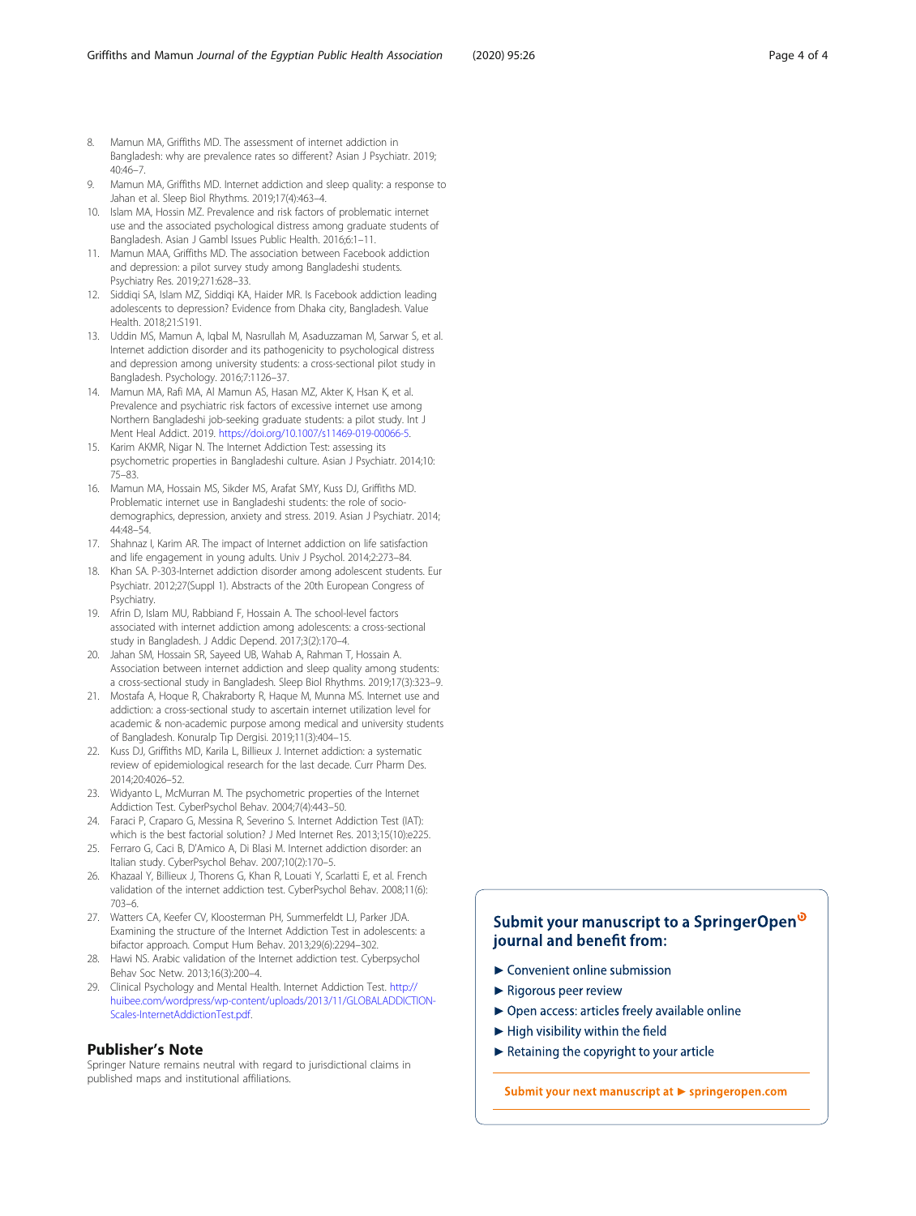8. Mamun MA, Griffiths MD. The assessment of internet addiction in Bangladesh: why are prevalence rates so different? Asian J Psychiatr. 2019; 40:46–7.
9. Mamun MA, Griffiths MD. Internet addiction and sleep quality: a response to Jahan et al. Sleep Biol Rhythms. 2019;17(4):463–4.
10. Islam MA, Hossin MZ. Prevalence and risk factors of problematic internet use and the associated psychological distress among graduate students of Bangladesh. Asian J Gambl Issues Public Health. 2016;6:1–11.
11. Mamun MAA, Griffiths MD. The association between Facebook addiction and depression: a pilot survey study among Bangladeshi students. Psychiatry Res. 2019;271:628–33.
12. Siddiqi SA, Islam MZ, Siddiqi KA, Haider MR. Is Facebook addiction leading adolescents to depression? Evidence from Dhaka city, Bangladesh. Value Health. 2018;21:S191.
13. Uddin MS, Mamun A, Iqbal M, Nasrullah M, Asaduzzaman M, Sarwar S, et al. Internet addiction disorder and its pathogenicity to psychological distress and depression among university students: a cross-sectional pilot study in Bangladesh. Psychology. 2016;7:1126–37.
14. Mamun MA, Rafi MA, Al Mamun AS, Hasan MZ, Akter K, Hsan K, et al. Prevalence and psychiatric risk factors of excessive internet use among Northern Bangladeshi job-seeking graduate students: a pilot study. Int J Ment Heal Addict. 2019. https://doi.org/10.1007/s11469-019-00066-5.
15. Karim AKMR, Nigar N. The Internet Addiction Test: assessing its psychometric properties in Bangladeshi culture. Asian J Psychiatr. 2014;10: 75–83.
16. Mamun MA, Hossain MS, Sikder MS, Arafat SMY, Kuss DJ, Griffiths MD. Problematic internet use in Bangladeshi students: the role of socio-demographics, depression, anxiety and stress. 2019. Asian J Psychiatr. 2014; 44:48–54.
17. Shahnaz I, Karim AR. The impact of Internet addiction on life satisfaction and life engagement in young adults. Univ J Psychol. 2014;2:273–84.
18. Khan SA. P-303-Internet addiction disorder among adolescent students. Eur Psychiatr. 2012;27(Suppl 1). Abstracts of the 20th European Congress of Psychiatry.
19. Afrin D, Islam MU, Rabbiand F, Hossain A. The school-level factors associated with internet addiction among adolescents: a cross-sectional study in Bangladesh. J Addic Depend. 2017;3(2):170–4.
20. Jahan SM, Hossain SR, Sayeed UB, Wahab A, Rahman T, Hossain A. Association between internet addiction and sleep quality among students: a cross-sectional study in Bangladesh. Sleep Biol Rhythms. 2019;17(3):323–9.
21. Mostafa A, Hoque R, Chakraborty R, Haque M, Munna MS. Internet use and addiction: a cross-sectional study to ascertain internet utilization level for academic & non-academic purpose among medical and university students of Bangladesh. Konuralp Tip Dergisi. 2019;11(3):404–15.
22. Kuss DJ, Griffiths MD, Karila L, Billieux J. Internet addiction: a systematic review of epidemiological research for the last decade. Curr Pharm Des. 2014;20:4026–52.
23. Widyanto L, McMurran M. The psychometric properties of the Internet Addiction Test. CyberPsychol Behav. 2004;7(4):443–50.
24. Faraci P, Craparo G, Messina R, Severino S. Internet Addiction Test (IAT): which is the best factorial solution? J Med Internet Res. 2013;15(10):e225.
25. Ferraro G, Caci B, D'Amico A, Di Blasi M. Internet addiction disorder: an Italian study. CyberPsychol Behav. 2007;10(2):170–5.
26. Khazaal Y, Billieux J, Thorens G, Khan R, Louati Y, Scarlatti E, et al. French validation of the internet addiction test. CyberPsychol Behav. 2008;11(6): 703–6.
27. Watters CA, Keefer CV, Kloosterman PH, Summerfeldt LJ, Parker JDA. Examining the structure of the Internet Addiction Test in adolescents: a bifactor approach. Comput Hum Behav. 2013;29(6):2294–302.
28. Hawi NS. Arabic validation of the Internet addiction test. Cyberpsychol Behav Soc Netw. 2013;16(3):200–4.
29. Clinical Psychology and Mental Health. Internet Addiction Test. http://huibee.com/wordpress/wp-content/uploads/2013/11/GLOBALADDICTION-Scales-InternetAddictionTest.pdf.

## Publisher's Note

Springer Nature remains neutral with regard to jurisdictional claims in published maps and institutional affiliations.

**Submit your manuscript to a SpringerOpen journal and benefit from:**

- ► Convenient online submission
- ► Rigorous peer review
- ► Open access: articles freely available online
- ► High visibility within the field
- ► Retaining the copyright to your article

Submit your next manuscript at ► springeropen.com